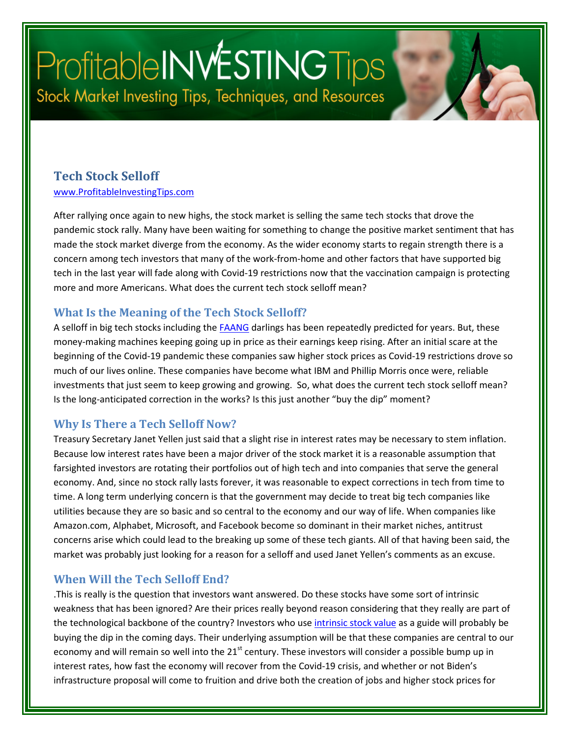# Tech Stock Selloff

www.ProfitableInvestingTips.com

After rallying once again to new highs, the stock market is selling the same tech stocks that drove the pandemic stock rally. Many have been waiting for something to change the positive market sentiment that has made the stock market diverge from the economy. As the wider economy starts to regain strength there is a concern among tech investors that many of the work-from-home and other factors that have supported big tech in the last year will fade along with Covid-19 restrictions now that the vaccination campaign is protecting more and more Americans. What does the current tech stock selloff mean?

## What Is the Meaning of the Tech Stock Selloff?

A selloff in big tech stocks including the FAANG darlings has been repeatedly predicted for years. But, these money-making machines keeping going up in price as their earnings keep rising. After an initial scare at the beginning of the Covid-19 pandemic these companies saw higher stock prices as Covid-19 restrictions drove so much of our lives online. These companies have become what IBM and Phillip Morris once were, reliable investments that just seem to keep growing and growing. So, what does the current tech stock selloff mean? Is the long-anticipated correction in the works? Is this just another "buy the dip" moment?

## Why Is There a Tech Selloff Now?

Treasury Secretary Janet Yellen just said that a slight rise in interest rates may be necessary to stem inflation. Because low interest rates have been a major driver of the stock market it is a reasonable assumption that farsighted investors are rotating their portfolios out of high tech and into companies that serve the general economy. And, since no stock rally lasts forever, it was reasonable to expect corrections in tech from time to time. A long term underlying concern is that the government may decide to treat big tech companies like utilities because they are so basic and so central to the economy and our way of life. When companies like Amazon.com, Alphabet, Microsoft, and Facebook become so dominant in their market niches, antitrust concerns arise which could lead to the breaking up some of these tech giants. All of that having been said, the market was probably just looking for a reason for a selloff and used Janet Yellen's comments as an excuse.

## When Will the Tech Selloff End?

.This is really is the question that investors want answered. Do these stocks have some sort of intrinsic weakness that has been ignored? Are their prices really beyond reason considering that they really are part of the technological backbone of the country? Investors who use intrinsic stock value as a guide will probably be buying the dip in the coming days. Their underlying assumption will be that these companies are central to our economy and will remain so well into the 21st century. These investors will consider a possible bump up in interest rates, how fast the economy will recover from the Covid-19 crisis, and whether or not Biden's infrastructure proposal will come to fruition and drive both the creation of jobs and higher stock prices for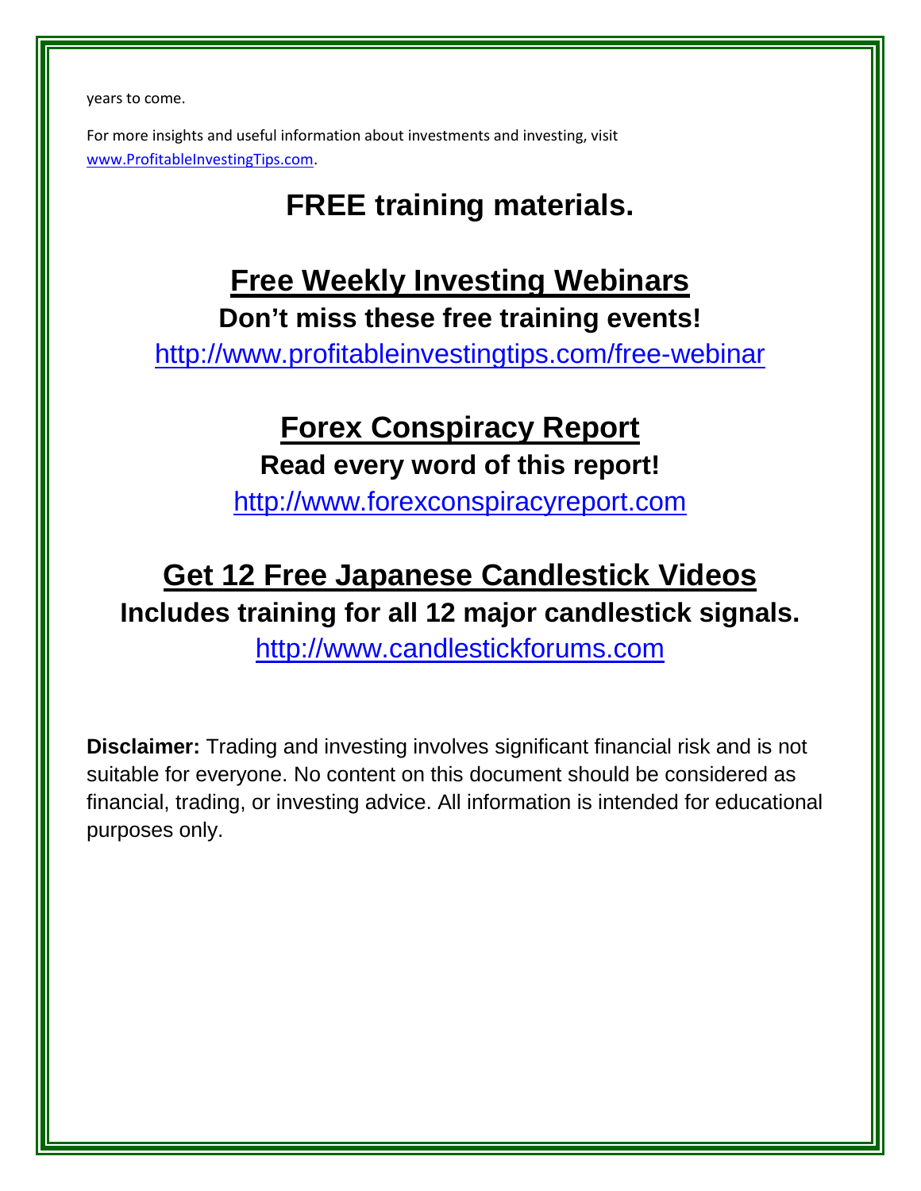years to come.

For more insights and useful information about investments and investing, visit [www.ProfitableInvestingTips.com](http://www.ProfitableInvestingTips.com).

# FREE training materials.

## Free Weekly Investing Webinars

**Don't miss these free training events!**

http://www.profitableinvestingtips.com/free-webinar

## Forex Conspiracy Report

**Read every word of this report!**

http://www.forexconspiracyreport.com

## Get 12 Free Japanese Candlestick Videos

**Includes training for all 12 major candlestick signals.**

http://www.candlestickforums.com

**Disclaimer:** Trading and investing involves significant financial risk and is not suitable for everyone. No content on this document should be considered as financial, trading, or investing advice. All information is intended for educational purposes only.